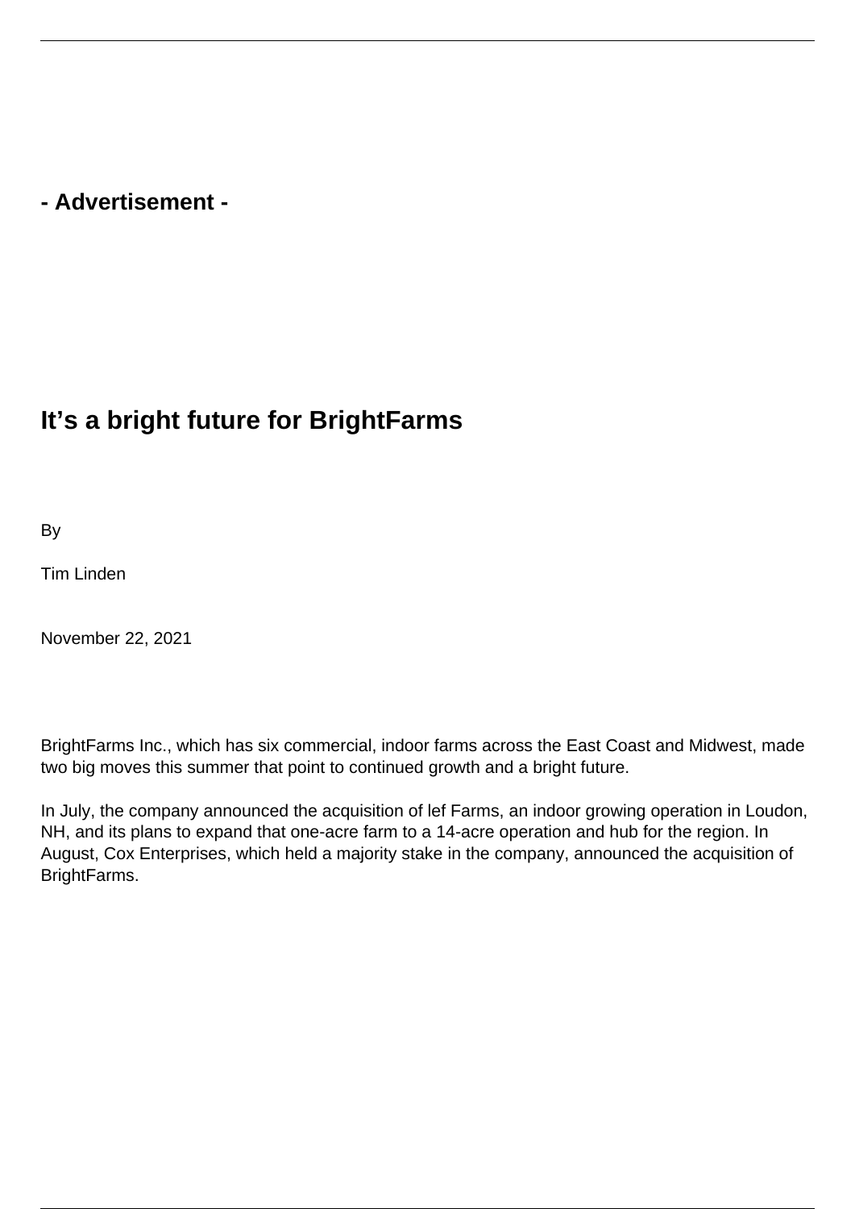- Advertisement -

# It’s a bright future for BrightFarms

By

Tim Linden

November 22, 2021

BrightFarms Inc., which has six commercial, indoor farms across the East Coast and Midwest, made two big moves this summer that point to continued growth and a bright future.

In July, the company announced the acquisition of lef Farms, an indoor growing operation in Loudon, NH, and its plans to expand that one-acre farm to a 14-acre operation and hub for the region. In August, Cox Enterprises, which held a majority stake in the company, announced the acquisition of BrightFarms.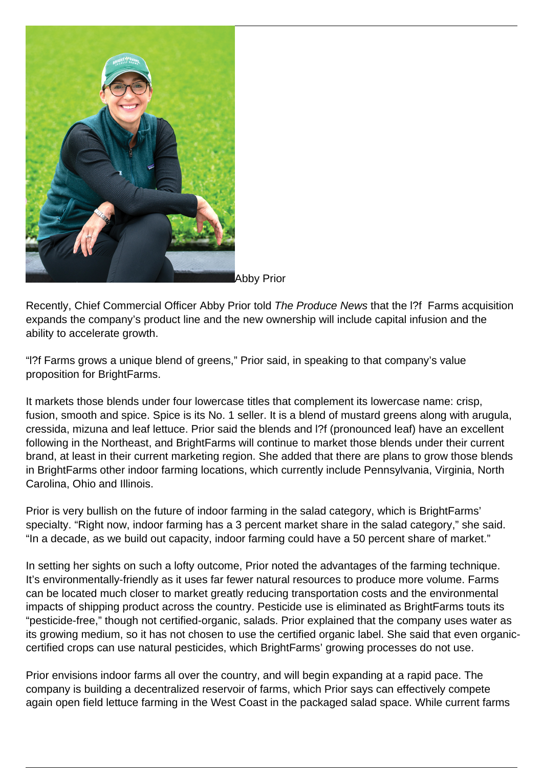Abby Prior

Recently, Chief Commercial Officer Abby Prior told *The Produce News* that the l?f  Farms acquisition expands the company's product line and the new ownership will include capital infusion and the ability to accelerate growth.

"l?f Farms grows a unique blend of greens," Prior said, in speaking to that company's value proposition for BrightFarms.

It markets those blends under four lowercase titles that complement its lowercase name: crisp, fusion, smooth and spice. Spice is its No. 1 seller. It is a blend of mustard greens along with arugula, cressida, mizuna and leaf lettuce. Prior said the blends and l?f (pronounced leaf) have an excellent following in the Northeast, and BrightFarms will continue to market those blends under their current brand, at least in their current marketing region. She added that there are plans to grow those blends in BrightFarms other indoor farming locations, which currently include Pennsylvania, Virginia, North Carolina, Ohio and Illinois.

Prior is very bullish on the future of indoor farming in the salad category, which is BrightFarms' specialty. "Right now, indoor farming has a 3 percent market share in the salad category," she said. "In a decade, as we build out capacity, indoor farming could have a 50 percent share of market."

In setting her sights on such a lofty outcome, Prior noted the advantages of the farming technique. It's environmentally-friendly as it uses far fewer natural resources to produce more volume. Farms can be located much closer to market greatly reducing transportation costs and the environmental impacts of shipping product across the country. Pesticide use is eliminated as BrightFarms touts its "pesticide-free," though not certified-organic, salads. Prior explained that the company uses water as its growing medium, so it has not chosen to use the certified organic label. She said that even organic-certified crops can use natural pesticides, which BrightFarms' growing processes do not use.

Prior envisions indoor farms all over the country, and will begin expanding at a rapid pace. The company is building a decentralized reservoir of farms, which Prior says can effectively compete again open field lettuce farming in the West Coast in the packaged salad space. While current farms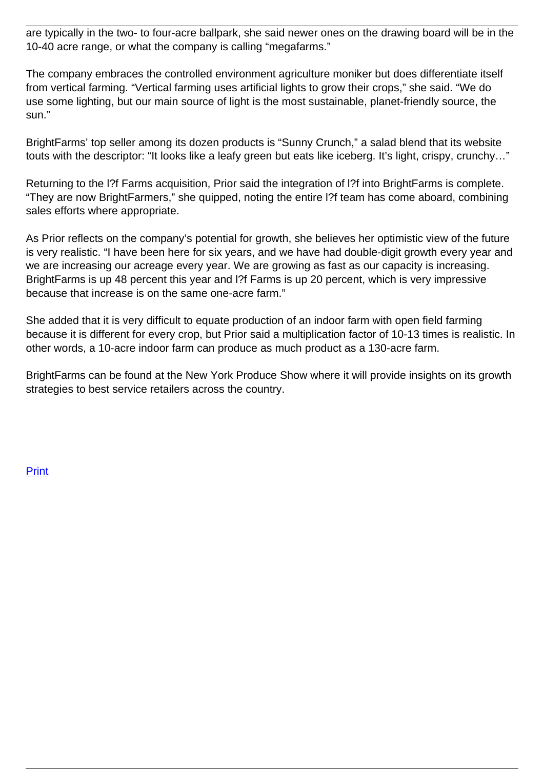are typically in the two- to four-acre ballpark, she said newer ones on the drawing board will be in the 10-40 acre range, or what the company is calling "megafarms."

The company embraces the controlled environment agriculture moniker but does differentiate itself from vertical farming. "Vertical farming uses artificial lights to grow their crops," she said. "We do use some lighting, but our main source of light is the most sustainable, planet-friendly source, the sun."

BrightFarms' top seller among its dozen products is "Sunny Crunch," a salad blend that its website touts with the descriptor: "It looks like a leafy green but eats like iceberg. It's light, crispy, crunchy…"

Returning to the l?f Farms acquisition, Prior said the integration of l?f into BrightFarms is complete. "They are now BrightFarmers," she quipped, noting the entire l?f team has come aboard, combining sales efforts where appropriate.

As Prior reflects on the company's potential for growth, she believes her optimistic view of the future is very realistic. "I have been here for six years, and we have had double-digit growth every year and we are increasing our acreage every year. We are growing as fast as our capacity is increasing. BrightFarms is up 48 percent this year and l?f Farms is up 20 percent, which is very impressive because that increase is on the same one-acre farm."

She added that it is very difficult to equate production of an indoor farm with open field farming because it is different for every crop, but Prior said a multiplication factor of 10-13 times is realistic. In other words, a 10-acre indoor farm can produce as much product as a 130-acre farm.

BrightFarms can be found at the New York Produce Show where it will provide insights on its growth strategies to best service retailers across the country.

Print